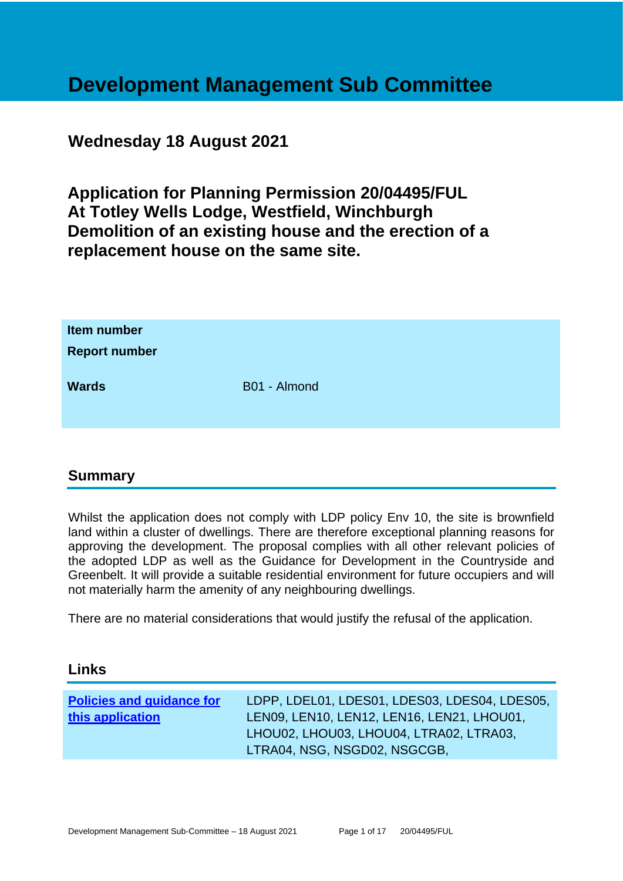# Development Management Sub Committee

## Wednesday 18 August 2021

## Application for Planning Permission 20/04495/FUL At Totley Wells Lodge, Westfield, Winchburgh Demolition of an existing house and the erection of a replacement house on the same site.

| | |
|---|---|
| **Item number** | |
| **Report number** | |
| **Wards** | B01 - Almond |

## Summary

Whilst the application does not comply with LDP policy Env 10, the site is brownfield land within a cluster of dwellings. There are therefore exceptional planning reasons for approving the development. The proposal complies with all other relevant policies of the adopted LDP as well as the Guidance for Development in the Countryside and Greenbelt. It will provide a suitable residential environment for future occupiers and will not materially harm the amenity of any neighbouring dwellings.

There are no material considerations that would justify the refusal of the application.

## Links

| | |
|---|---|
| **Policies and guidance for this application** | LDPP, LDEL01, LDES01, LDES03, LDES04, LDES05, LEN09, LEN10, LEN12, LEN16, LEN21, LHOU01, LHOU02, LHOU03, LHOU04, LTRA02, LTRA03, LTRA04, NSG, NSGD02, NSGCGB, |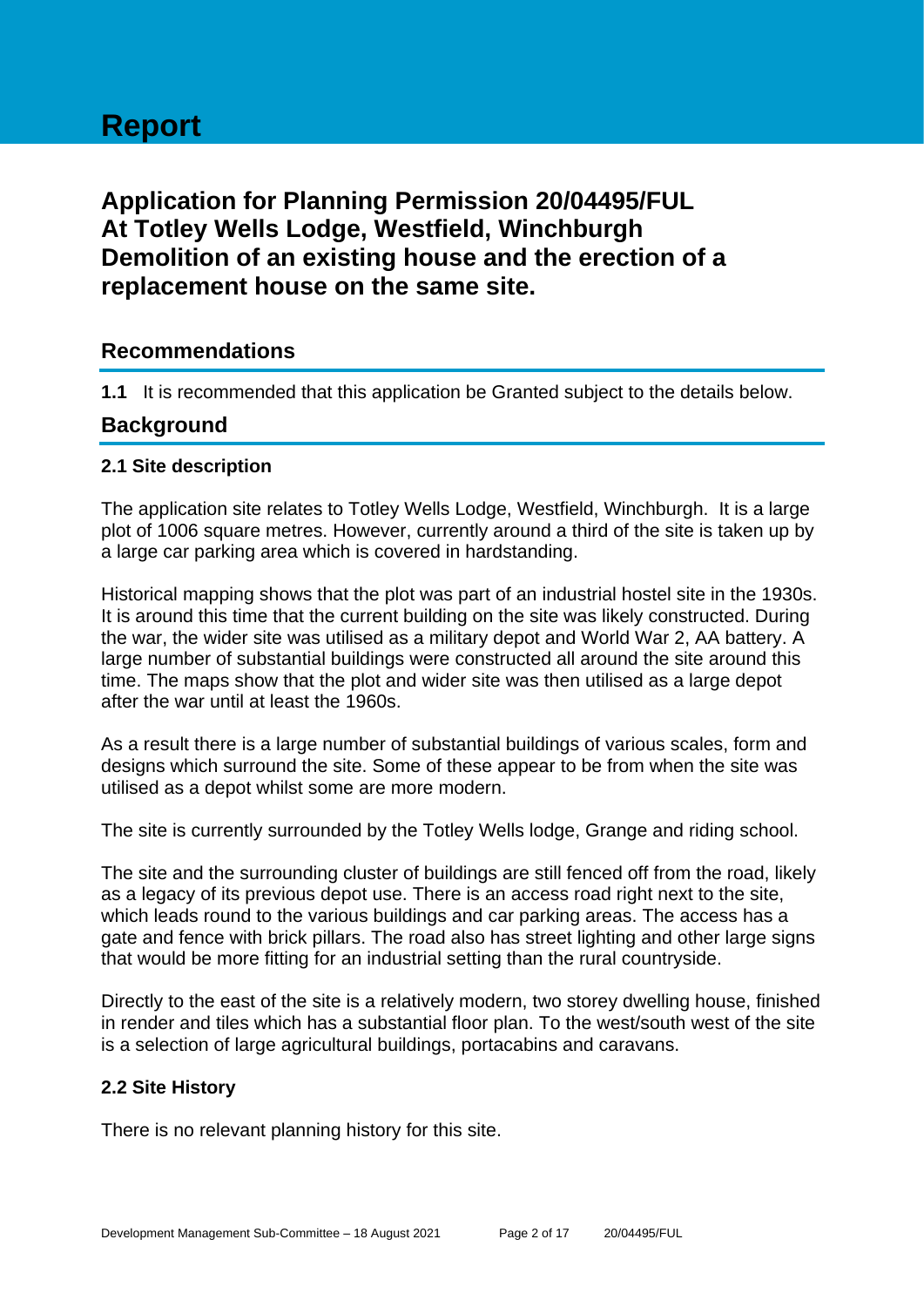# Report

## Application for Planning Permission 20/04495/FUL At Totley Wells Lodge, Westfield, Winchburgh Demolition of an existing house and the erection of a replacement house on the same site.

## Recommendations

**1.1** It is recommended that this application be Granted subject to the details below.

## Background

### 2.1 Site description

The application site relates to Totley Wells Lodge, Westfield, Winchburgh. It is a large plot of 1006 square metres. However, currently around a third of the site is taken up by a large car parking area which is covered in hardstanding.

Historical mapping shows that the plot was part of an industrial hostel site in the 1930s. It is around this time that the current building on the site was likely constructed. During the war, the wider site was utilised as a military depot and World War 2, AA battery. A large number of substantial buildings were constructed all around the site around this time. The maps show that the plot and wider site was then utilised as a large depot after the war until at least the 1960s.

As a result there is a large number of substantial buildings of various scales, form and designs which surround the site. Some of these appear to be from when the site was utilised as a depot whilst some are more modern.

The site is currently surrounded by the Totley Wells lodge, Grange and riding school.

The site and the surrounding cluster of buildings are still fenced off from the road, likely as a legacy of its previous depot use. There is an access road right next to the site, which leads round to the various buildings and car parking areas. The access has a gate and fence with brick pillars. The road also has street lighting and other large signs that would be more fitting for an industrial setting than the rural countryside.

Directly to the east of the site is a relatively modern, two storey dwelling house, finished in render and tiles which has a substantial floor plan. To the west/south west of the site is a selection of large agricultural buildings, portacabins and caravans.

### 2.2 Site History

There is no relevant planning history for this site.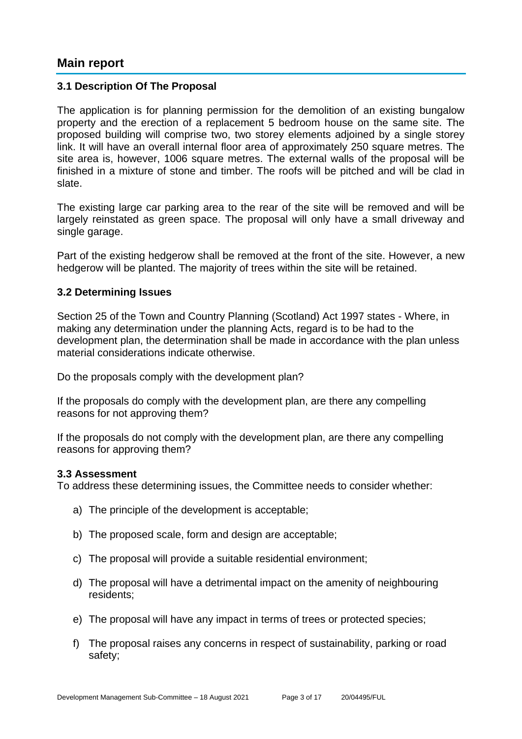# Main report

### 3.1 Description Of The Proposal

The application is for planning permission for the demolition of an existing bungalow property and the erection of a replacement 5 bedroom house on the same site. The proposed building will comprise two, two storey elements adjoined by a single storey link. It will have an overall internal floor area of approximately 250 square metres. The site area is, however, 1006 square metres. The external walls of the proposal will be finished in a mixture of stone and timber. The roofs will be pitched and will be clad in slate.

The existing large car parking area to the rear of the site will be removed and will be largely reinstated as green space. The proposal will only have a small driveway and single garage.

Part of the existing hedgerow shall be removed at the front of the site. However, a new hedgerow will be planted. The majority of trees within the site will be retained.

### 3.2 Determining Issues

Section 25 of the Town and Country Planning (Scotland) Act 1997 states - Where, in making any determination under the planning Acts, regard is to be had to the development plan, the determination shall be made in accordance with the plan unless material considerations indicate otherwise.

Do the proposals comply with the development plan?

If the proposals do comply with the development plan, are there any compelling reasons for not approving them?

If the proposals do not comply with the development plan, are there any compelling reasons for approving them?

### 3.3 Assessment

To address these determining issues, the Committee needs to consider whether:

a) The principle of the development is acceptable;

b) The proposed scale, form and design are acceptable;

c) The proposal will provide a suitable residential environment;

d) The proposal will have a detrimental impact on the amenity of neighbouring residents;

e) The proposal will have any impact in terms of trees or protected species;

f) The proposal raises any concerns in respect of sustainability, parking or road safety;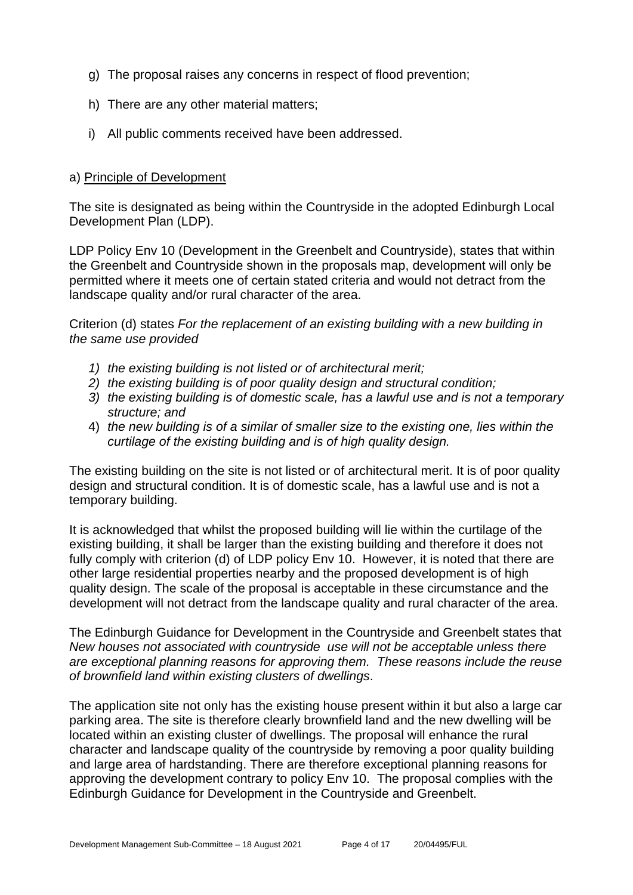g) The proposal raises any concerns in respect of flood prevention;

h) There are any other material matters;

i) All public comments received have been addressed.

a) <u>Principle of Development</u>

The site is designated as being within the Countryside in the adopted Edinburgh Local Development Plan (LDP).

LDP Policy Env 10 (Development in the Greenbelt and Countryside), states that within the Greenbelt and Countryside shown in the proposals map, development will only be permitted where it meets one of certain stated criteria and would not detract from the landscape quality and/or rural character of the area.

Criterion (d) states *For the replacement of an existing building with a new building in the same use provided*

1) *the existing building is not listed or of architectural merit;*
2) *the existing building is of poor quality design and structural condition;*
3) *the existing building is of domestic scale, has a lawful use and is not a temporary structure; and*
4) *the new building is of a similar of smaller size to the existing one, lies within the curtilage of the existing building and is of high quality design.*

The existing building on the site is not listed or of architectural merit. It is of poor quality design and structural condition. It is of domestic scale, has a lawful use and is not a temporary building.

It is acknowledged that whilst the proposed building will lie within the curtilage of the existing building, it shall be larger than the existing building and therefore it does not fully comply with criterion (d) of LDP policy Env 10. However, it is noted that there are other large residential properties nearby and the proposed development is of high quality design. The scale of the proposal is acceptable in these circumstance and the development will not detract from the landscape quality and rural character of the area.

The Edinburgh Guidance for Development in the Countryside and Greenbelt states that *New houses not associated with countryside use will not be acceptable unless there are exceptional planning reasons for approving them. These reasons include the reuse of brownfield land within existing clusters of dwellings*.

The application site not only has the existing house present within it but also a large car parking area. The site is therefore clearly brownfield land and the new dwelling will be located within an existing cluster of dwellings. The proposal will enhance the rural character and landscape quality of the countryside by removing a poor quality building and large area of hardstanding. There are therefore exceptional planning reasons for approving the development contrary to policy Env 10. The proposal complies with the Edinburgh Guidance for Development in the Countryside and Greenbelt.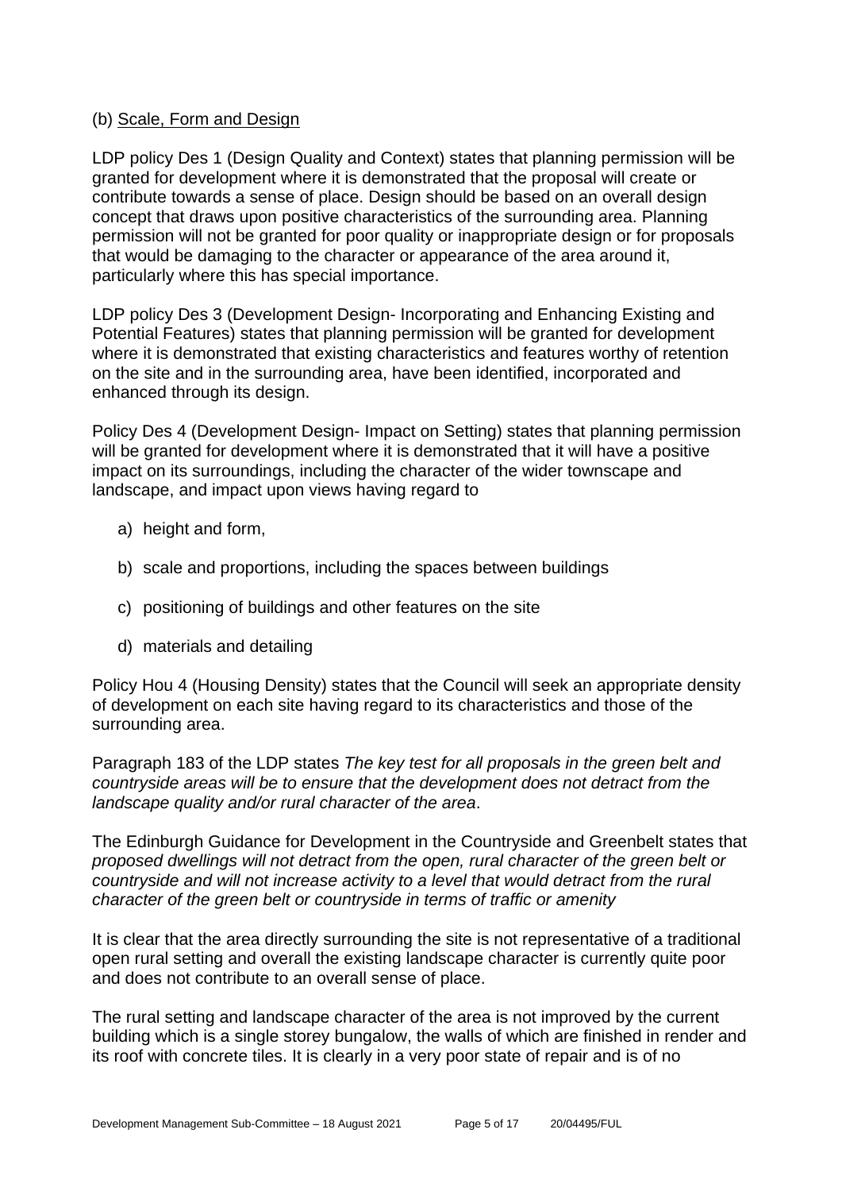(b) Scale, Form and Design

LDP policy Des 1 (Design Quality and Context) states that planning permission will be granted for development where it is demonstrated that the proposal will create or contribute towards a sense of place. Design should be based on an overall design concept that draws upon positive characteristics of the surrounding area. Planning permission will not be granted for poor quality or inappropriate design or for proposals that would be damaging to the character or appearance of the area around it, particularly where this has special importance.

LDP policy Des 3 (Development Design- Incorporating and Enhancing Existing and Potential Features) states that planning permission will be granted for development where it is demonstrated that existing characteristics and features worthy of retention on the site and in the surrounding area, have been identified, incorporated and enhanced through its design.

Policy Des 4 (Development Design- Impact on Setting) states that planning permission will be granted for development where it is demonstrated that it will have a positive impact on its surroundings, including the character of the wider townscape and landscape, and impact upon views having regard to

a) height and form,

b) scale and proportions, including the spaces between buildings

c) positioning of buildings and other features on the site

d) materials and detailing

Policy Hou 4 (Housing Density) states that the Council will seek an appropriate density of development on each site having regard to its characteristics and those of the surrounding area.

Paragraph 183 of the LDP states *The key test for all proposals in the green belt and countryside areas will be to ensure that the development does not detract from the landscape quality and/or rural character of the area*.

The Edinburgh Guidance for Development in the Countryside and Greenbelt states that *proposed dwellings will not detract from the open, rural character of the green belt or countryside and will not increase activity to a level that would detract from the rural character of the green belt or countryside in terms of traffic or amenity*

It is clear that the area directly surrounding the site is not representative of a traditional open rural setting and overall the existing landscape character is currently quite poor and does not contribute to an overall sense of place.

The rural setting and landscape character of the area is not improved by the current building which is a single storey bungalow, the walls of which are finished in render and its roof with concrete tiles. It is clearly in a very poor state of repair and is of no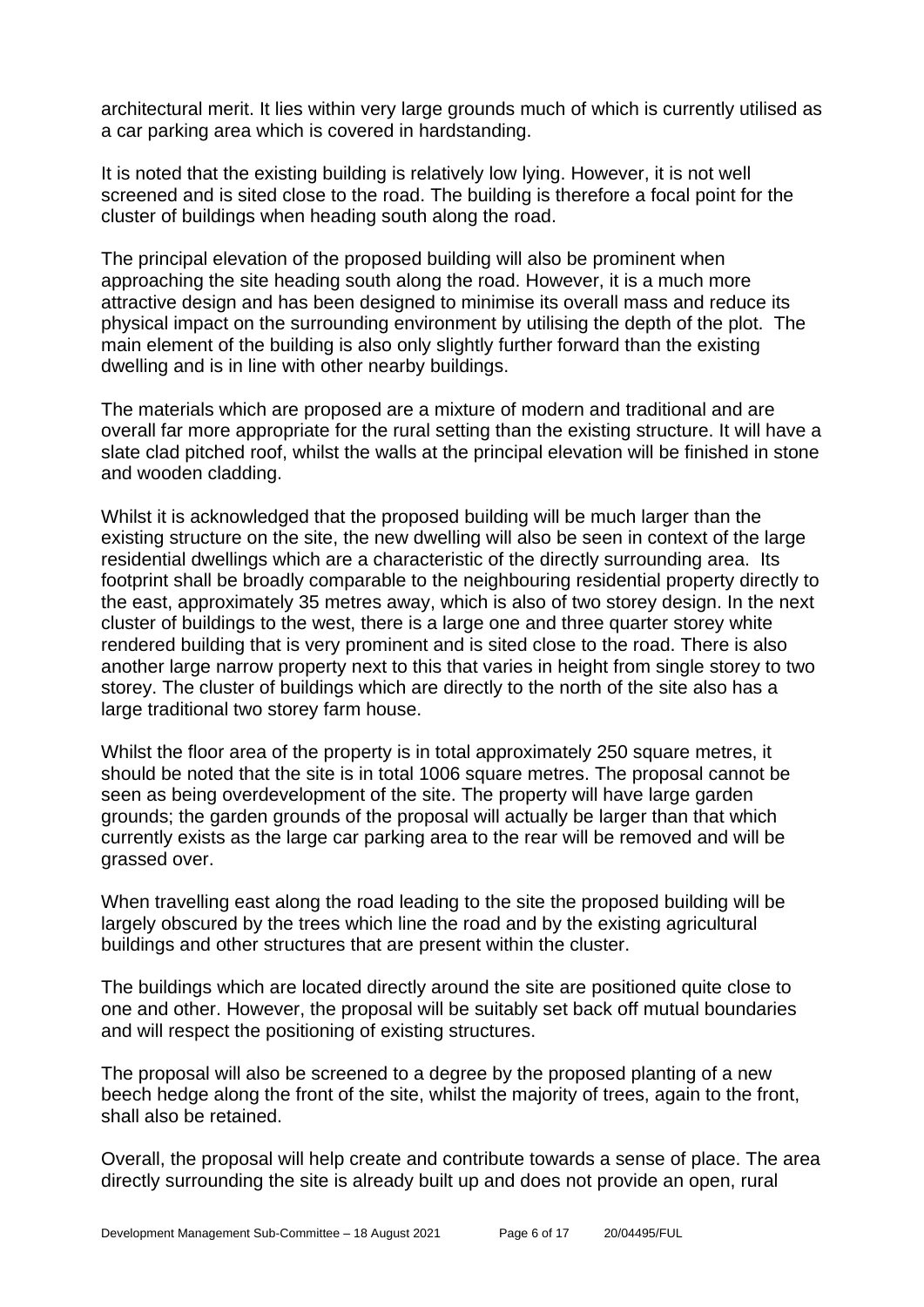architectural merit. It lies within very large grounds much of which is currently utilised as a car parking area which is covered in hardstanding.

It is noted that the existing building is relatively low lying. However, it is not well screened and is sited close to the road. The building is therefore a focal point for the cluster of buildings when heading south along the road.

The principal elevation of the proposed building will also be prominent when approaching the site heading south along the road. However, it is a much more attractive design and has been designed to minimise its overall mass and reduce its physical impact on the surrounding environment by utilising the depth of the plot. The main element of the building is also only slightly further forward than the existing dwelling and is in line with other nearby buildings.

The materials which are proposed are a mixture of modern and traditional and are overall far more appropriate for the rural setting than the existing structure. It will have a slate clad pitched roof, whilst the walls at the principal elevation will be finished in stone and wooden cladding.

Whilst it is acknowledged that the proposed building will be much larger than the existing structure on the site, the new dwelling will also be seen in context of the large residential dwellings which are a characteristic of the directly surrounding area. Its footprint shall be broadly comparable to the neighbouring residential property directly to the east, approximately 35 metres away, which is also of two storey design. In the next cluster of buildings to the west, there is a large one and three quarter storey white rendered building that is very prominent and is sited close to the road. There is also another large narrow property next to this that varies in height from single storey to two storey. The cluster of buildings which are directly to the north of the site also has a large traditional two storey farm house.

Whilst the floor area of the property is in total approximately 250 square metres, it should be noted that the site is in total 1006 square metres. The proposal cannot be seen as being overdevelopment of the site. The property will have large garden grounds; the garden grounds of the proposal will actually be larger than that which currently exists as the large car parking area to the rear will be removed and will be grassed over.

When travelling east along the road leading to the site the proposed building will be largely obscured by the trees which line the road and by the existing agricultural buildings and other structures that are present within the cluster.

The buildings which are located directly around the site are positioned quite close to one and other. However, the proposal will be suitably set back off mutual boundaries and will respect the positioning of existing structures.

The proposal will also be screened to a degree by the proposed planting of a new beech hedge along the front of the site, whilst the majority of trees, again to the front, shall also be retained.

Overall, the proposal will help create and contribute towards a sense of place. The area directly surrounding the site is already built up and does not provide an open, rural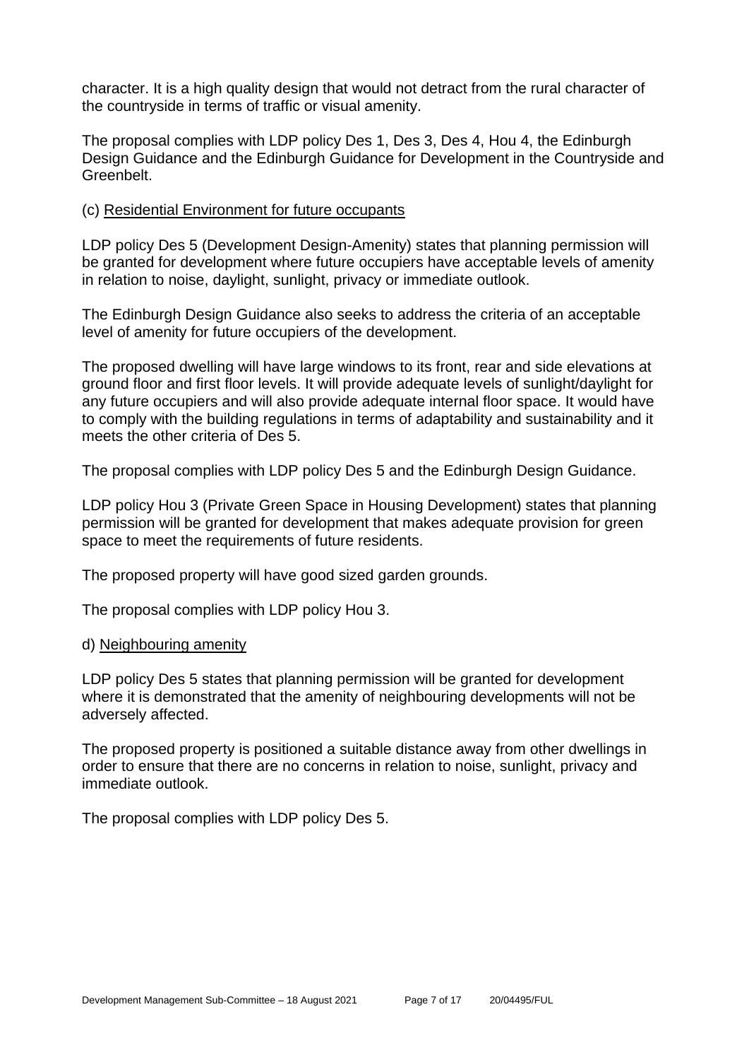character. It is a high quality design that would not detract from the rural character of the countryside in terms of traffic or visual amenity.

The proposal complies with LDP policy Des 1, Des 3, Des 4, Hou 4, the Edinburgh Design Guidance and the Edinburgh Guidance for Development in the Countryside and Greenbelt.

(c) Residential Environment for future occupants

LDP policy Des 5 (Development Design-Amenity) states that planning permission will be granted for development where future occupiers have acceptable levels of amenity in relation to noise, daylight, sunlight, privacy or immediate outlook.

The Edinburgh Design Guidance also seeks to address the criteria of an acceptable level of amenity for future occupiers of the development.

The proposed dwelling will have large windows to its front, rear and side elevations at ground floor and first floor levels. It will provide adequate levels of sunlight/daylight for any future occupiers and will also provide adequate internal floor space. It would have to comply with the building regulations in terms of adaptability and sustainability and it meets the other criteria of Des 5.

The proposal complies with LDP policy Des 5 and the Edinburgh Design Guidance.

LDP policy Hou 3 (Private Green Space in Housing Development) states that planning permission will be granted for development that makes adequate provision for green space to meet the requirements of future residents.

The proposed property will have good sized garden grounds.

The proposal complies with LDP policy Hou 3.

d) Neighbouring amenity

LDP policy Des 5 states that planning permission will be granted for development where it is demonstrated that the amenity of neighbouring developments will not be adversely affected.

The proposed property is positioned a suitable distance away from other dwellings in order to ensure that there are no concerns in relation to noise, sunlight, privacy and immediate outlook.

The proposal complies with LDP policy Des 5.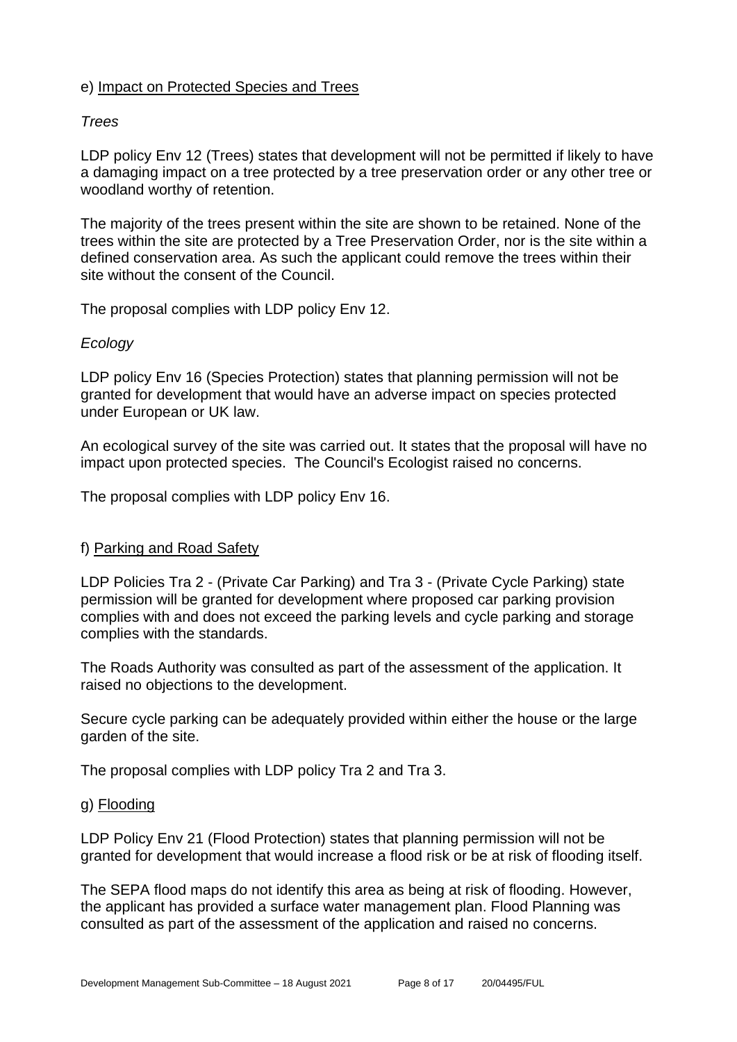e) Impact on Protected Species and Trees

*Trees*

LDP policy Env 12 (Trees) states that development will not be permitted if likely to have a damaging impact on a tree protected by a tree preservation order or any other tree or woodland worthy of retention.

The majority of the trees present within the site are shown to be retained. None of the trees within the site are protected by a Tree Preservation Order, nor is the site within a defined conservation area. As such the applicant could remove the trees within their site without the consent of the Council.

The proposal complies with LDP policy Env 12.

*Ecology*

LDP policy Env 16 (Species Protection) states that planning permission will not be granted for development that would have an adverse impact on species protected under European or UK law.

An ecological survey of the site was carried out. It states that the proposal will have no impact upon protected species. The Council's Ecologist raised no concerns.

The proposal complies with LDP policy Env 16.

f) Parking and Road Safety

LDP Policies Tra 2 - (Private Car Parking) and Tra 3 - (Private Cycle Parking) state permission will be granted for development where proposed car parking provision complies with and does not exceed the parking levels and cycle parking and storage complies with the standards.

The Roads Authority was consulted as part of the assessment of the application. It raised no objections to the development.

Secure cycle parking can be adequately provided within either the house or the large garden of the site.

The proposal complies with LDP policy Tra 2 and Tra 3.

g) Flooding

LDP Policy Env 21 (Flood Protection) states that planning permission will not be granted for development that would increase a flood risk or be at risk of flooding itself.

The SEPA flood maps do not identify this area as being at risk of flooding. However, the applicant has provided a surface water management plan. Flood Planning was consulted as part of the assessment of the application and raised no concerns.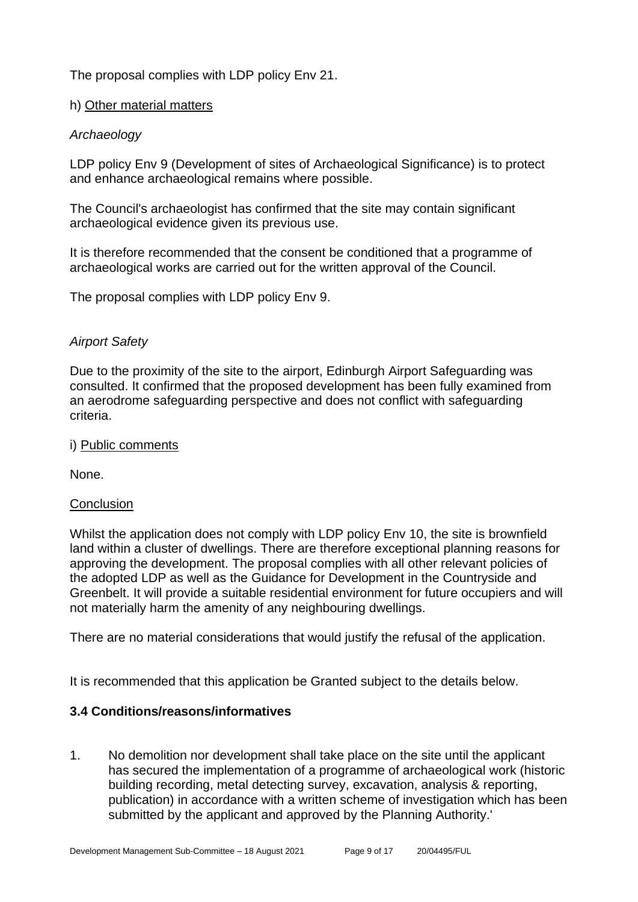The proposal complies with LDP policy Env 21.

h) Other material matters

*Archaeology*

LDP policy Env 9 (Development of sites of Archaeological Significance) is to protect and enhance archaeological remains where possible.

The Council's archaeologist has confirmed that the site may contain significant archaeological evidence given its previous use.

It is therefore recommended that the consent be conditioned that a programme of archaeological works are carried out for the written approval of the Council.

The proposal complies with LDP policy Env 9.

*Airport Safety*

Due to the proximity of the site to the airport, Edinburgh Airport Safeguarding was consulted. It confirmed that the proposed development has been fully examined from an aerodrome safeguarding perspective and does not conflict with safeguarding criteria.

i) Public comments

None.

Conclusion

Whilst the application does not comply with LDP policy Env 10, the site is brownfield land within a cluster of dwellings. There are therefore exceptional planning reasons for approving the development. The proposal complies with all other relevant policies of the adopted LDP as well as the Guidance for Development in the Countryside and Greenbelt. It will provide a suitable residential environment for future occupiers and will not materially harm the amenity of any neighbouring dwellings.

There are no material considerations that would justify the refusal of the application.

It is recommended that this application be Granted subject to the details below.

### 3.4 Conditions/reasons/informatives

1. No demolition nor development shall take place on the site until the applicant has secured the implementation of a programme of archaeological work (historic building recording, metal detecting survey, excavation, analysis & reporting, publication) in accordance with a written scheme of investigation which has been submitted by the applicant and approved by the Planning Authority.'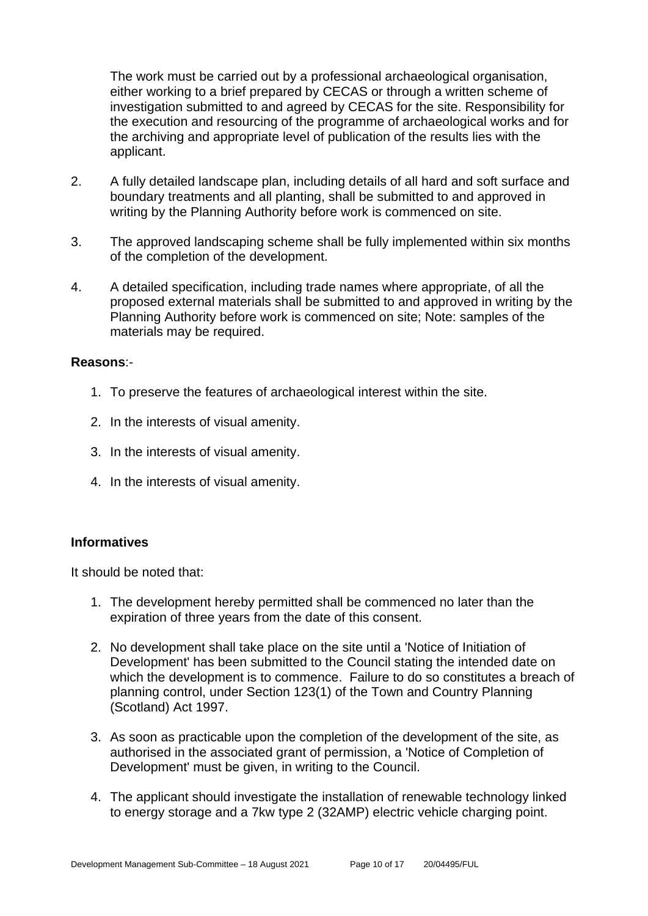The work must be carried out by a professional archaeological organisation, either working to a brief prepared by CECAS or through a written scheme of investigation submitted to and agreed by CECAS for the site. Responsibility for the execution and resourcing of the programme of archaeological works and for the archiving and appropriate level of publication of the results lies with the applicant.

2. A fully detailed landscape plan, including details of all hard and soft surface and boundary treatments and all planting, shall be submitted to and approved in writing by the Planning Authority before work is commenced on site.

3. The approved landscaping scheme shall be fully implemented within six months of the completion of the development.

4. A detailed specification, including trade names where appropriate, of all the proposed external materials shall be submitted to and approved in writing by the Planning Authority before work is commenced on site; Note: samples of the materials may be required.

**Reasons**:-

1. To preserve the features of archaeological interest within the site.
2. In the interests of visual amenity.
3. In the interests of visual amenity.
4. In the interests of visual amenity.

**Informatives**

It should be noted that:

1. The development hereby permitted shall be commenced no later than the expiration of three years from the date of this consent.
2. No development shall take place on the site until a 'Notice of Initiation of Development' has been submitted to the Council stating the intended date on which the development is to commence. Failure to do so constitutes a breach of planning control, under Section 123(1) of the Town and Country Planning (Scotland) Act 1997.
3. As soon as practicable upon the completion of the development of the site, as authorised in the associated grant of permission, a 'Notice of Completion of Development' must be given, in writing to the Council.
4. The applicant should investigate the installation of renewable technology linked to energy storage and a 7kw type 2 (32AMP) electric vehicle charging point.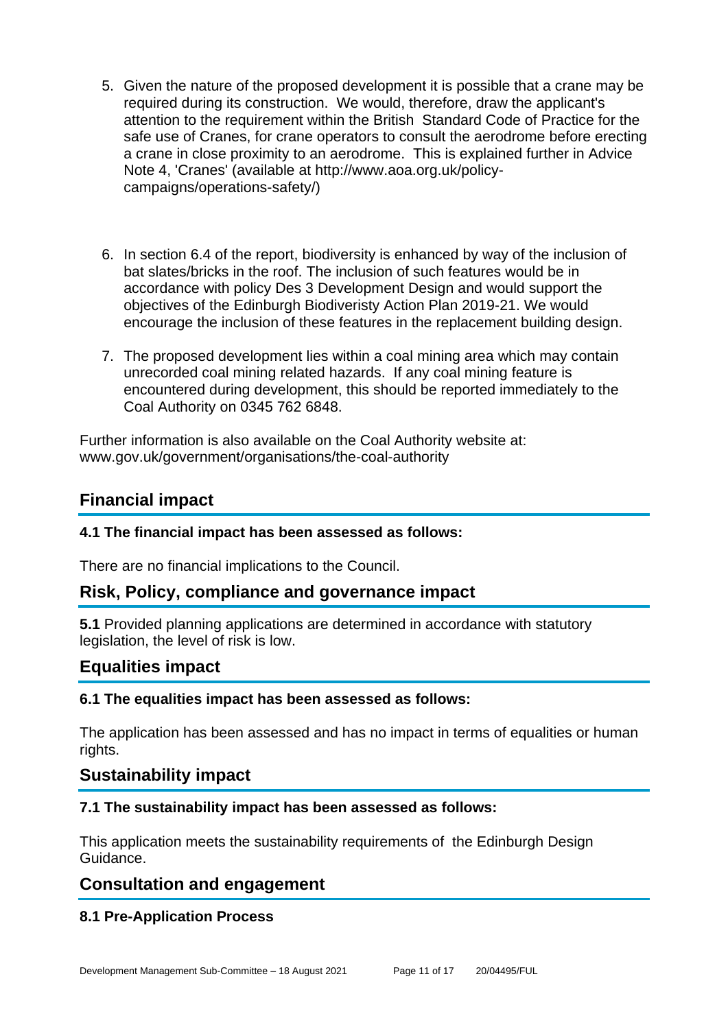5. Given the nature of the proposed development it is possible that a crane may be required during its construction. We would, therefore, draw the applicant's attention to the requirement within the British Standard Code of Practice for the safe use of Cranes, for crane operators to consult the aerodrome before erecting a crane in close proximity to an aerodrome. This is explained further in Advice Note 4, 'Cranes' (available at http://www.aoa.org.uk/policy-campaigns/operations-safety/)

6. In section 6.4 of the report, biodiversity is enhanced by way of the inclusion of bat slates/bricks in the roof. The inclusion of such features would be in accordance with policy Des 3 Development Design and would support the objectives of the Edinburgh Biodiveristy Action Plan 2019-21. We would encourage the inclusion of these features in the replacement building design.

7. The proposed development lies within a coal mining area which may contain unrecorded coal mining related hazards. If any coal mining feature is encountered during development, this should be reported immediately to the Coal Authority on 0345 762 6848.

Further information is also available on the Coal Authority website at: www.gov.uk/government/organisations/the-coal-authority

## Financial impact

### 4.1 The financial impact has been assessed as follows:

There are no financial implications to the Council.

## Risk, Policy, compliance and governance impact

**5.1** Provided planning applications are determined in accordance with statutory legislation, the level of risk is low.

## Equalities impact

### 6.1 The equalities impact has been assessed as follows:

The application has been assessed and has no impact in terms of equalities or human rights.

## Sustainability impact

### 7.1 The sustainability impact has been assessed as follows:

This application meets the sustainability requirements of the Edinburgh Design Guidance.

## Consultation and engagement

### 8.1 Pre-Application Process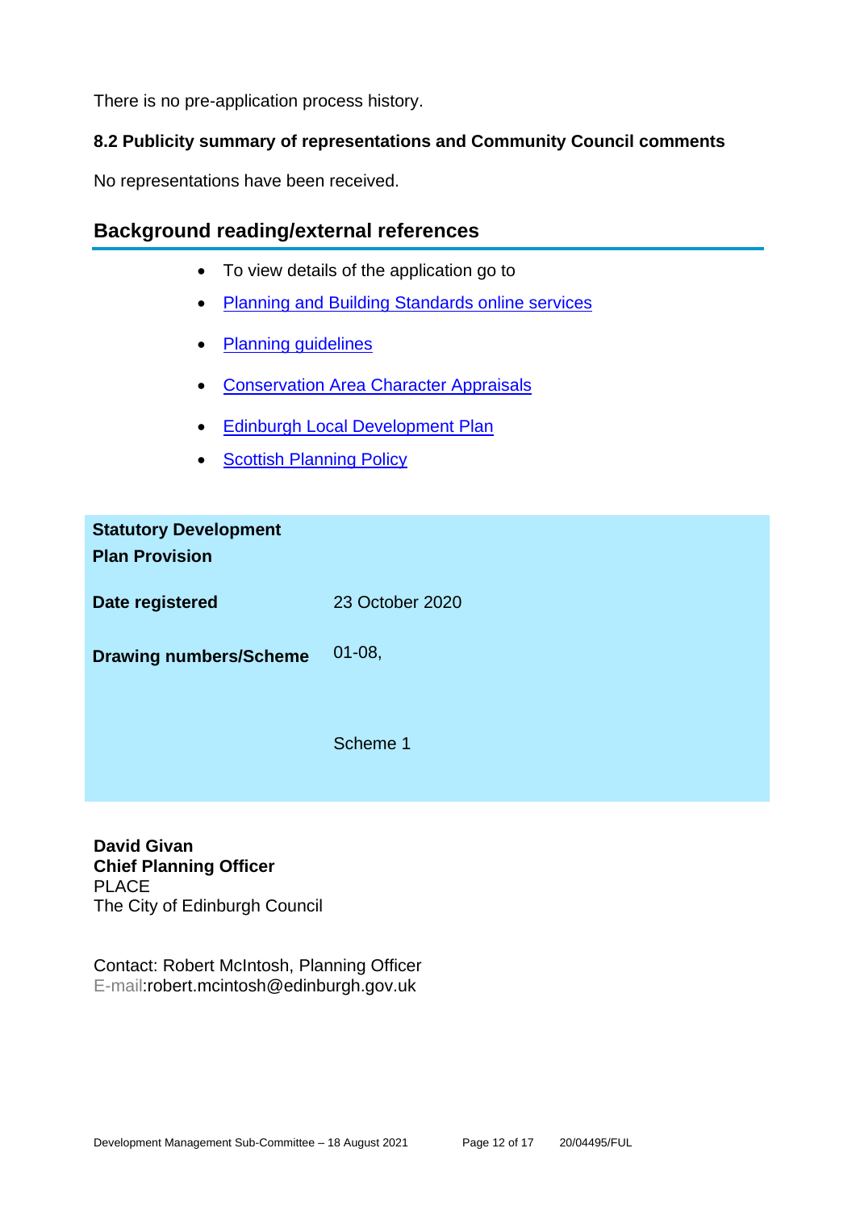There is no pre-application process history.

**8.2 Publicity summary of representations and Community Council comments**

No representations have been received.

## Background reading/external references

- To view details of the application go to
- Planning and Building Standards online services
- Planning guidelines
- Conservation Area Character Appraisals
- Edinburgh Local Development Plan
- Scottish Planning Policy

| | |
|---|---|
| **Statutory Development Plan Provision** | |
| **Date registered** | 23 October 2020 |
| **Drawing numbers/Scheme** | 01-08,<br><br>Scheme 1 |

**David Givan**
**Chief Planning Officer**
PLACE
The City of Edinburgh Council

Contact: Robert McIntosh, Planning Officer
E-mail:robert.mcintosh@edinburgh.gov.uk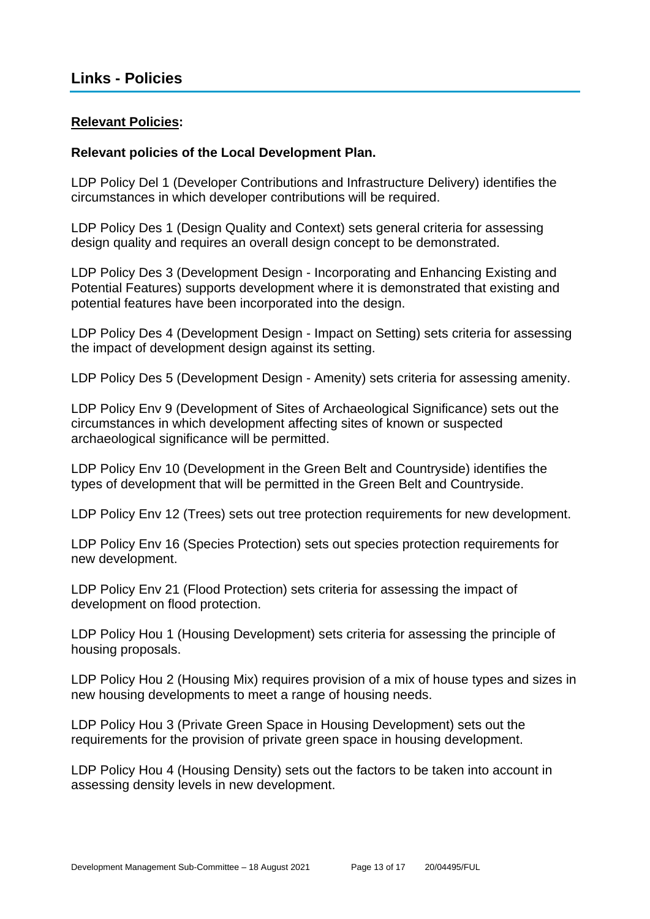# Links - Policies

**<u>Relevant Policies</u>:**

**Relevant policies of the Local Development Plan.**

LDP Policy Del 1 (Developer Contributions and Infrastructure Delivery) identifies the circumstances in which developer contributions will be required.

LDP Policy Des 1 (Design Quality and Context) sets general criteria for assessing design quality and requires an overall design concept to be demonstrated.

LDP Policy Des 3 (Development Design - Incorporating and Enhancing Existing and Potential Features) supports development where it is demonstrated that existing and potential features have been incorporated into the design.

LDP Policy Des 4 (Development Design - Impact on Setting) sets criteria for assessing the impact of development design against its setting.

LDP Policy Des 5 (Development Design - Amenity) sets criteria for assessing amenity.

LDP Policy Env 9 (Development of Sites of Archaeological Significance) sets out the circumstances in which development affecting sites of known or suspected archaeological significance will be permitted.

LDP Policy Env 10 (Development in the Green Belt and Countryside) identifies the types of development that will be permitted in the Green Belt and Countryside.

LDP Policy Env 12 (Trees) sets out tree protection requirements for new development.

LDP Policy Env 16 (Species Protection) sets out species protection requirements for new development.

LDP Policy Env 21 (Flood Protection) sets criteria for assessing the impact of development on flood protection.

LDP Policy Hou 1 (Housing Development) sets criteria for assessing the principle of housing proposals.

LDP Policy Hou 2 (Housing Mix) requires provision of a mix of house types and sizes in new housing developments to meet a range of housing needs.

LDP Policy Hou 3 (Private Green Space in Housing Development) sets out the requirements for the provision of private green space in housing development.

LDP Policy Hou 4 (Housing Density) sets out the factors to be taken into account in assessing density levels in new development.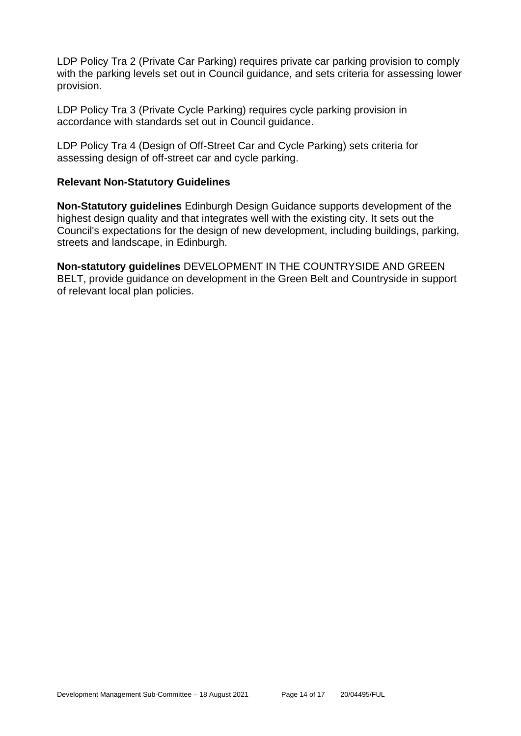LDP Policy Tra 2 (Private Car Parking) requires private car parking provision to comply with the parking levels set out in Council guidance, and sets criteria for assessing lower provision.

LDP Policy Tra 3 (Private Cycle Parking) requires cycle parking provision in accordance with standards set out in Council guidance.

LDP Policy Tra 4 (Design of Off-Street Car and Cycle Parking) sets criteria for assessing design of off-street car and cycle parking.

### Relevant Non-Statutory Guidelines

**Non-Statutory guidelines** Edinburgh Design Guidance supports development of the highest design quality and that integrates well with the existing city. It sets out the Council's expectations for the design of new development, including buildings, parking, streets and landscape, in Edinburgh.

**Non-statutory guidelines** DEVELOPMENT IN THE COUNTRYSIDE AND GREEN BELT, provide guidance on development in the Green Belt and Countryside in support of relevant local plan policies.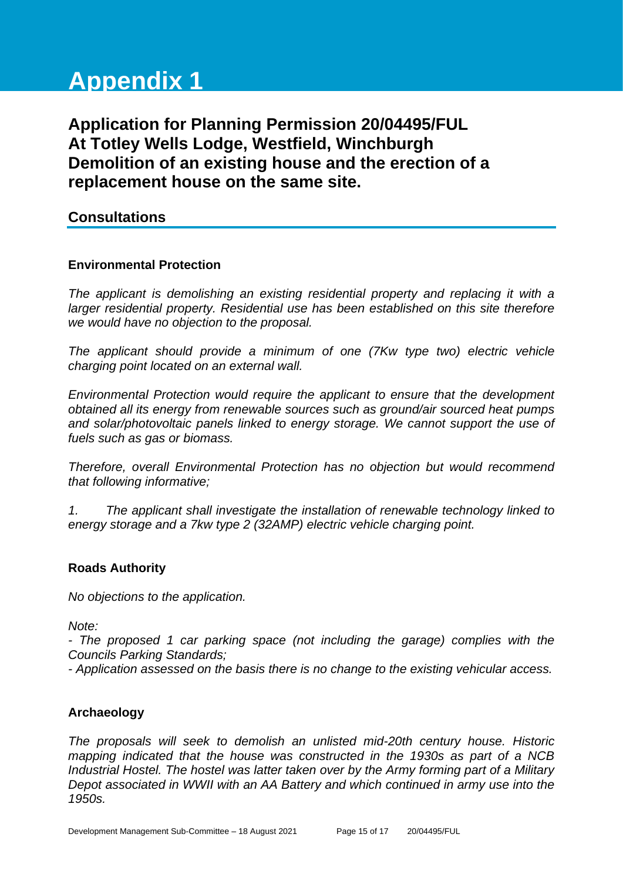# Appendix 1

## Application for Planning Permission 20/04495/FUL At Totley Wells Lodge, Westfield, Winchburgh Demolition of an existing house and the erection of a replacement house on the same site.

### Consultations

**Environmental Protection**

*The applicant is demolishing an existing residential property and replacing it with a larger residential property. Residential use has been established on this site therefore we would have no objection to the proposal.*

*The applicant should provide a minimum of one (7Kw type two) electric vehicle charging point located on an external wall.*

*Environmental Protection would require the applicant to ensure that the development obtained all its energy from renewable sources such as ground/air sourced heat pumps and solar/photovoltaic panels linked to energy storage. We cannot support the use of fuels such as gas or biomass.*

*Therefore, overall Environmental Protection has no objection but would recommend that following informative;*

*1. The applicant shall investigate the installation of renewable technology linked to energy storage and a 7kw type 2 (32AMP) electric vehicle charging point.*

**Roads Authority**

*No objections to the application.*

*Note:*
*- The proposed 1 car parking space (not including the garage) complies with the Councils Parking Standards;*
*- Application assessed on the basis there is no change to the existing vehicular access.*

**Archaeology**

*The proposals will seek to demolish an unlisted mid-20th century house. Historic mapping indicated that the house was constructed in the 1930s as part of a NCB Industrial Hostel. The hostel was latter taken over by the Army forming part of a Military Depot associated in WWII with an AA Battery and which continued in army use into the 1950s.*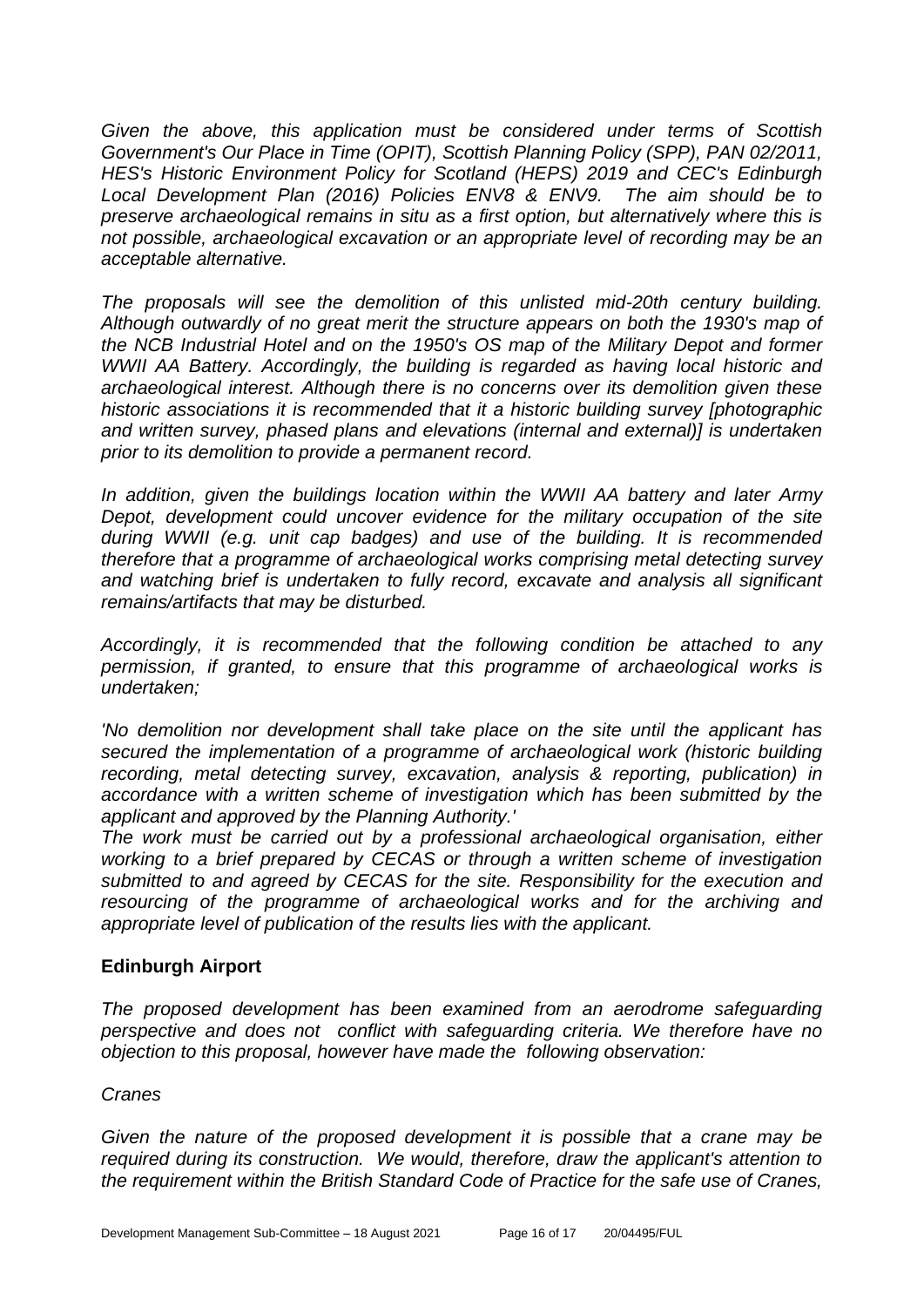*Given the above, this application must be considered under terms of Scottish Government's Our Place in Time (OPIT), Scottish Planning Policy (SPP), PAN 02/2011, HES's Historic Environment Policy for Scotland (HEPS) 2019 and CEC's Edinburgh Local Development Plan (2016) Policies ENV8 & ENV9. The aim should be to preserve archaeological remains in situ as a first option, but alternatively where this is not possible, archaeological excavation or an appropriate level of recording may be an acceptable alternative.*

*The proposals will see the demolition of this unlisted mid-20th century building. Although outwardly of no great merit the structure appears on both the 1930's map of the NCB Industrial Hotel and on the 1950's OS map of the Military Depot and former WWII AA Battery. Accordingly, the building is regarded as having local historic and archaeological interest. Although there is no concerns over its demolition given these historic associations it is recommended that it a historic building survey [photographic and written survey, phased plans and elevations (internal and external)] is undertaken prior to its demolition to provide a permanent record.*

*In addition, given the buildings location within the WWII AA battery and later Army Depot, development could uncover evidence for the military occupation of the site during WWII (e.g. unit cap badges) and use of the building. It is recommended therefore that a programme of archaeological works comprising metal detecting survey and watching brief is undertaken to fully record, excavate and analysis all significant remains/artifacts that may be disturbed.*

*Accordingly, it is recommended that the following condition be attached to any permission, if granted, to ensure that this programme of archaeological works is undertaken;*

*'No demolition nor development shall take place on the site until the applicant has secured the implementation of a programme of archaeological work (historic building recording, metal detecting survey, excavation, analysis & reporting, publication) in accordance with a written scheme of investigation which has been submitted by the applicant and approved by the Planning Authority.'*

*The work must be carried out by a professional archaeological organisation, either working to a brief prepared by CECAS or through a written scheme of investigation submitted to and agreed by CECAS for the site. Responsibility for the execution and resourcing of the programme of archaeological works and for the archiving and appropriate level of publication of the results lies with the applicant.*

**Edinburgh Airport**

*The proposed development has been examined from an aerodrome safeguarding perspective and does not conflict with safeguarding criteria. We therefore have no objection to this proposal, however have made the following observation:*

*Cranes*

*Given the nature of the proposed development it is possible that a crane may be required during its construction. We would, therefore, draw the applicant's attention to the requirement within the British Standard Code of Practice for the safe use of Cranes,*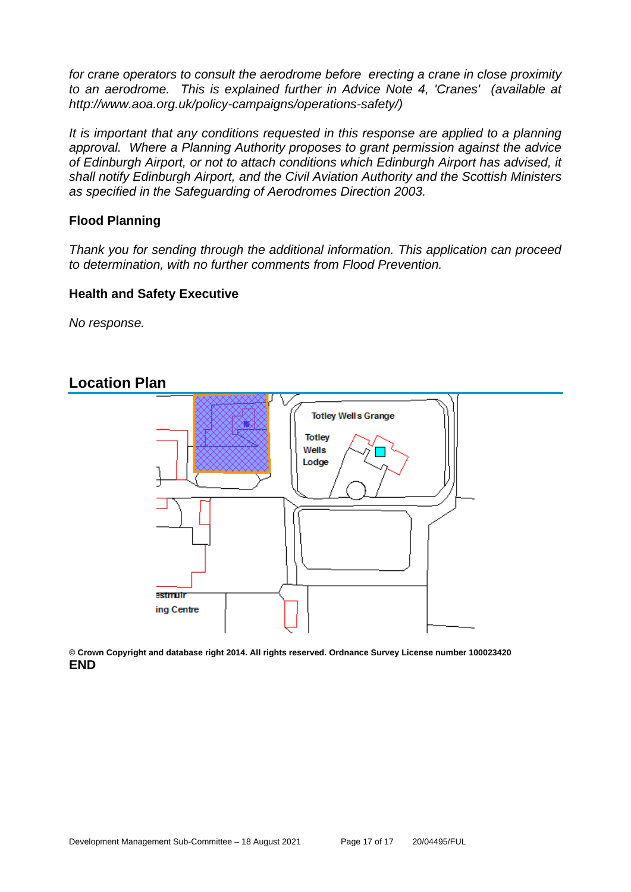*for crane operators to consult the aerodrome before erecting a crane in close proximity to an aerodrome. This is explained further in Advice Note 4, 'Cranes' (available at http://www.aoa.org.uk/policy-campaigns/operations-safety/)*

*It is important that any conditions requested in this response are applied to a planning approval. Where a Planning Authority proposes to grant permission against the advice of Edinburgh Airport, or not to attach conditions which Edinburgh Airport has advised, it shall notify Edinburgh Airport, and the Civil Aviation Authority and the Scottish Ministers as specified in the Safeguarding of Aerodromes Direction 2003.*

**Flood Planning**

*Thank you for sending through the additional information. This application can proceed to determination, with no further comments from Flood Prevention.*

**Health and Safety Executive**

*No response.*

## Location Plan

Totley Wells Grange

Totley Wells Lodge

estmuir
ing Centre

**© Crown Copyright and database right 2014. All rights reserved. Ordnance Survey License number 100023420**

**END**